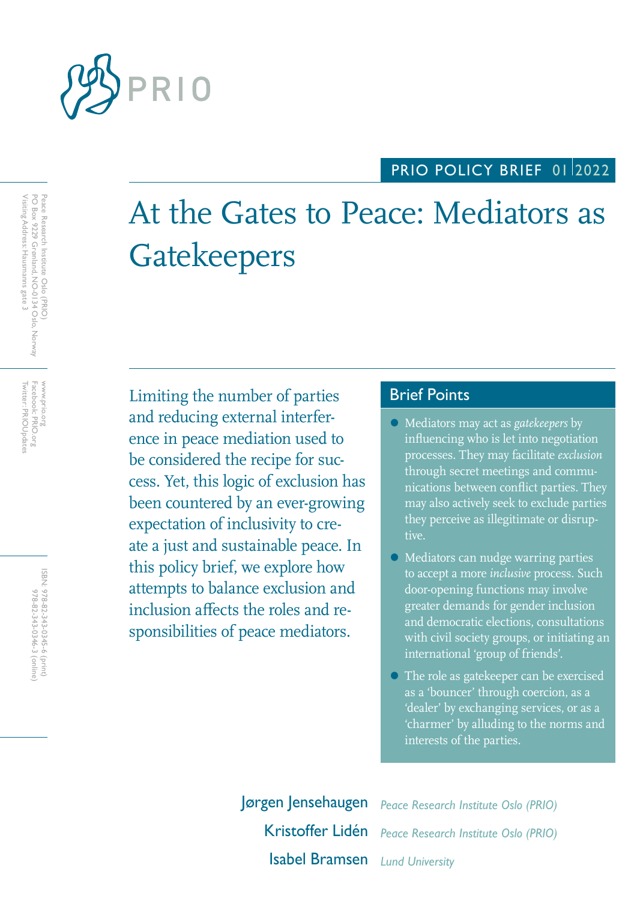PRIO POLICY BRIEF 01 | 2022

# At the Gates to Peace: Mediators as Gatekeepers

Peace Research Institute Oslo (PRIO)
PO Box 9229 Grønland, NO-0134 Oslo, Norway
Visiting Address: Hausmanns gate 3

www.prio.org
Facebook: PRIO.org
Twitter: PRIOUpdates

ISBN: 978-82-343-0345-6 (print)
978-82-343-0346-3 (online)

Limiting the number of parties and reducing external interference in peace mediation used to be considered the recipe for success. Yet, this logic of exclusion has been countered by an ever-growing expectation of inclusivity to create a just and sustainable peace. In this policy brief, we explore how attempts to balance exclusion and inclusion affects the roles and responsibilities of peace mediators.

## Brief Points

- Mediators may act as *gatekeepers* by influencing who is let into negotiation processes. They may facilitate *exclusion* through secret meetings and communications between conflict parties. They may also actively seek to exclude parties they perceive as illegitimate or disruptive.
- Mediators can nudge warring parties to accept a more *inclusive* process. Such door-opening functions may involve greater demands for gender inclusion and democratic elections, consultations with civil society groups, or initiating an international 'group of friends'.
- The role as gatekeeper can be exercised as a 'bouncer' through coercion, as a 'dealer' by exchanging services, or as a 'charmer' by alluding to the norms and interests of the parties.

**Jørgen Jensehaugen** *Peace Research Institute Oslo (PRIO)*

**Kristoffer Lidén** *Peace Research Institute Oslo (PRIO)*

**Isabel Bramsen** *Lund University*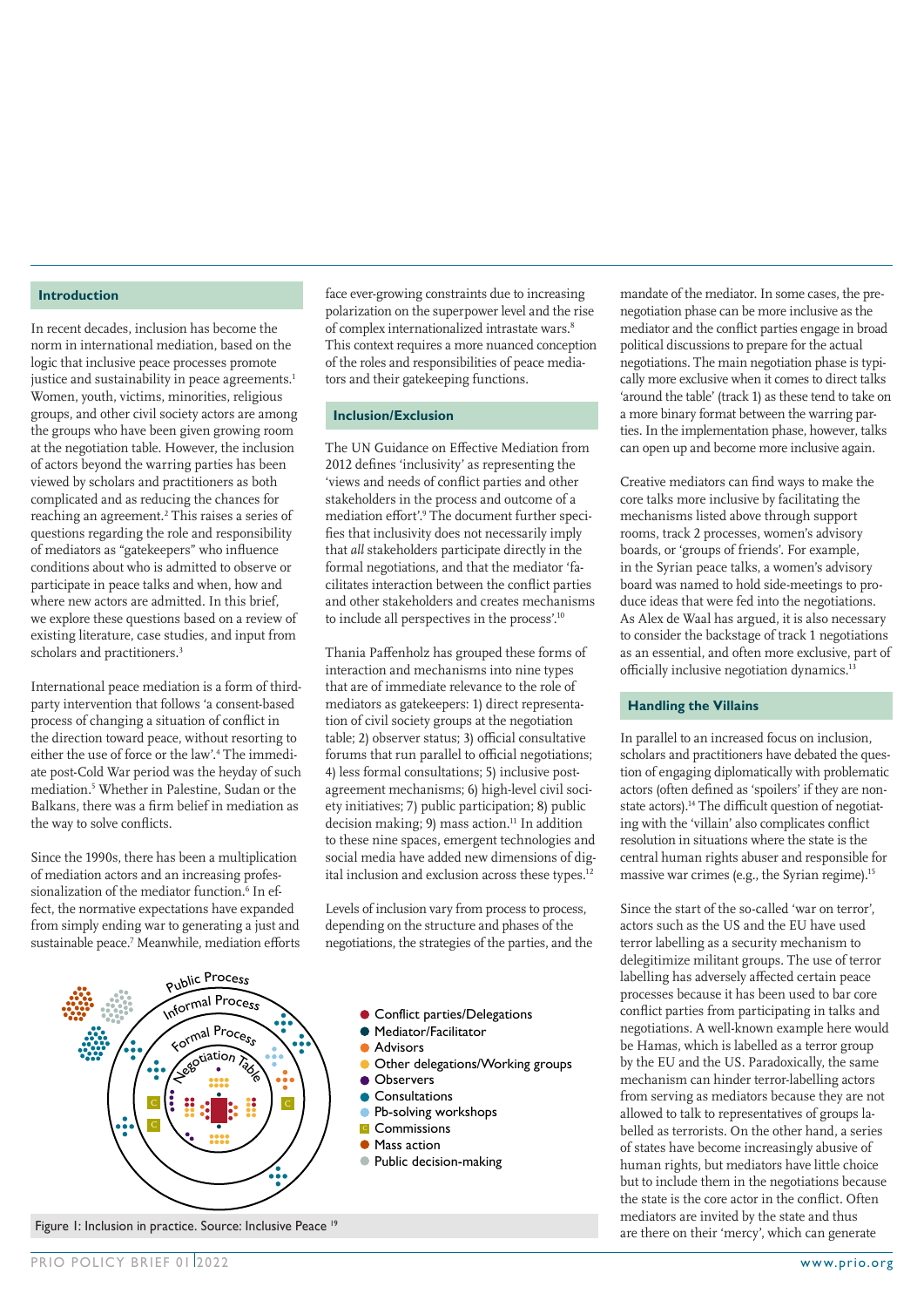## Introduction

In recent decades, inclusion has become the norm in international mediation, based on the logic that inclusive peace processes promote justice and sustainability in peace agreements.[1] Women, youth, victims, minorities, religious groups, and other civil society actors are among the groups who have been given growing room at the negotiation table. However, the inclusion of actors beyond the warring parties has been viewed by scholars and practitioners as both complicated and as reducing the chances for reaching an agreement.[2] This raises a series of questions regarding the role and responsibility of mediators as "gatekeepers" who influence conditions about who is admitted to observe or participate in peace talks and when, how and where new actors are admitted. In this brief, we explore these questions based on a review of existing literature, case studies, and input from scholars and practitioners.[3]

International peace mediation is a form of third-party intervention that follows 'a consent-based process of changing a situation of conflict in the direction toward peace, without resorting to either the use of force or the law'.[4] The immediate post-Cold War period was the heyday of such mediation.[5] Whether in Palestine, Sudan or the Balkans, there was a firm belief in mediation as the way to solve conflicts.

Since the 1990s, there has been a multiplication of mediation actors and an increasing professionalization of the mediator function.[6] In effect, the normative expectations have expanded from simply ending war to generating a just and sustainable peace.[7] Meanwhile, mediation efforts face ever-growing constraints due to increasing polarization on the superpower level and the rise of complex internationalized intrastate wars.[8] This context requires a more nuanced conception of the roles and responsibilities of peace mediators and their gatekeeping functions.

## Inclusion/Exclusion

The UN Guidance on Effective Mediation from 2012 defines 'inclusivity' as representing the 'views and needs of conflict parties and other stakeholders in the process and outcome of a mediation effort'.[9] The document further specifies that inclusivity does not necessarily imply that *all* stakeholders participate directly in the formal negotiations, and that the mediator 'facilitates interaction between the conflict parties and other stakeholders and creates mechanisms to include all perspectives in the process'.[10]

Thania Paffenholz has grouped these forms of interaction and mechanisms into nine types that are of immediate relevance to the role of mediators as gatekeepers: 1) direct representation of civil society groups at the negotiation table; 2) observer status; 3) official consultative forums that run parallel to official negotiations; 4) less formal consultations; 5) inclusive post-agreement mechanisms; 6) high-level civil society initiatives; 7) public participation; 8) public decision making; 9) mass action.[11] In addition to these nine spaces, emergent technologies and social media have added new dimensions of digital inclusion and exclusion across these types.[12]

Levels of inclusion vary from process to process, depending on the structure and phases of the negotiations, the strategies of the parties, and the mandate of the mediator. In some cases, the pre-negotiation phase can be more inclusive as the mediator and the conflict parties engage in broad political discussions to prepare for the actual negotiations. The main negotiation phase is typically more exclusive when it comes to direct talks 'around the table' (track 1) as these tend to take on a more binary format between the warring parties. In the implementation phase, however, talks can open up and become more inclusive again.

Creative mediators can find ways to make the core talks more inclusive by facilitating the mechanisms listed above through support rooms, track 2 processes, women's advisory boards, or 'groups of friends'. For example, in the Syrian peace talks, a women's advisory board was named to hold side-meetings to produce ideas that were fed into the negotiations. As Alex de Waal has argued, it is also necessary to consider the backstage of track 1 negotiations as an essential, and often more exclusive, part of officially inclusive negotiation dynamics.[13]

Public Process / Informal Process / Formal Process / Negotiation Table

- Conflict parties/Delegations
- Mediator/Facilitator
- Advisors
- Other delegations/Working groups
- Observers
- Consultations
- Pb-solving workshops
- Commissions
- Mass action
- Public decision-making

Figure 1: Inclusion in practice. Source: Inclusive Peace [19]

## Handling the Villains

In parallel to an increased focus on inclusion, scholars and practitioners have debated the question of engaging diplomatically with problematic actors (often defined as 'spoilers' if they are non-state actors).[14] The difficult question of negotiating with the 'villain' also complicates conflict resolution in situations where the state is the central human rights abuser and responsible for massive war crimes (e.g., the Syrian regime).[15]

Since the start of the so-called 'war on terror', actors such as the US and the EU have used terror labelling as a security mechanism to delegitimize militant groups. The use of terror labelling has adversely affected certain peace processes because it has been used to bar core conflict parties from participating in talks and negotiations. A well-known example here would be Hamas, which is labelled as a terror group by the EU and the US. Paradoxically, the same mechanism can hinder terror-labelling actors from serving as mediators because they are not allowed to talk to representatives of groups labelled as terrorists. On the other hand, a series of states have become increasingly abusive of human rights, but mediators have little choice but to include them in the negotiations because the state is the core actor in the conflict. Often mediators are invited by the state and thus are there on their 'mercy', which can generate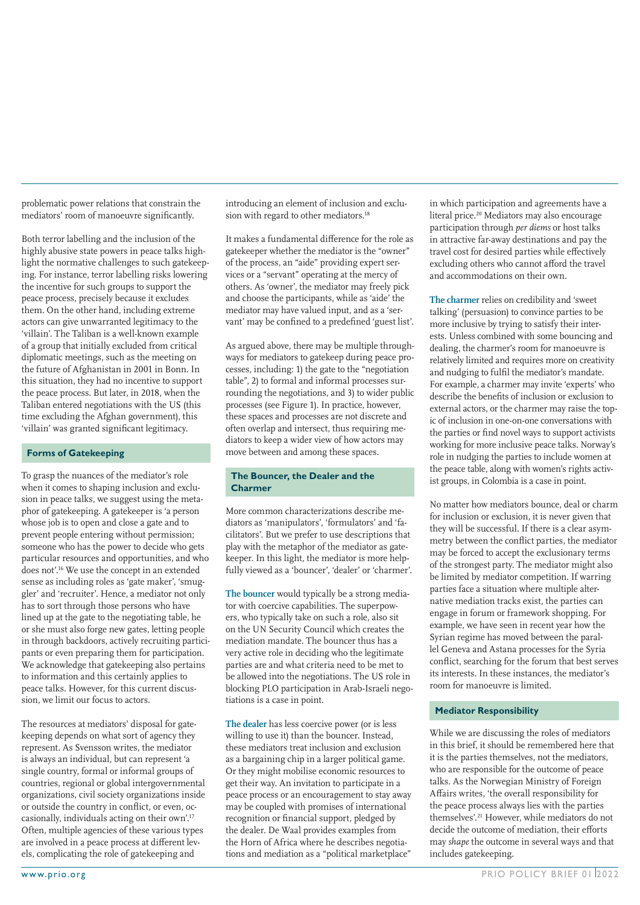problematic power relations that constrain the mediators' room of manoeuvre significantly.

Both terror labelling and the inclusion of the highly abusive state powers in peace talks highlight the normative challenges to such gatekeeping. For instance, terror labelling risks lowering the incentive for such groups to support the peace process, precisely because it excludes them. On the other hand, including extreme actors can give unwarranted legitimacy to the 'villain'. The Taliban is a well-known example of a group that initially excluded from critical diplomatic meetings, such as the meeting on the future of Afghanistan in 2001 in Bonn. In this situation, they had no incentive to support the peace process. But later, in 2018, when the Taliban entered negotiations with the US (this time excluding the Afghan government), this 'villain' was granted significant legitimacy.

## Forms of Gatekeeping

To grasp the nuances of the mediator's role when it comes to shaping inclusion and exclusion in peace talks, we suggest using the metaphor of gatekeeping. A gatekeeper is 'a person whose job is to open and close a gate and to prevent people entering without permission; someone who has the power to decide who gets particular resources and opportunities, and who does not'.[16] We use the concept in an extended sense as including roles as 'gate maker', 'smuggler' and 'recruiter'. Hence, a mediator not only has to sort through those persons who have lined up at the gate to the negotiating table, he or she must also forge new gates, letting people in through backdoors, actively recruiting participants or even preparing them for participation. We acknowledge that gatekeeping also pertains to information and this certainly applies to peace talks. However, for this current discussion, we limit our focus to actors.

The resources at mediators' disposal for gatekeeping depends on what sort of agency they represent. As Svensson writes, the mediator is always an individual, but can represent 'a single country, formal or informal groups of countries, regional or global intergovernmental organizations, civil society organizations inside or outside the country in conflict, or even, occasionally, individuals acting on their own'.[17] Often, multiple agencies of these various types are involved in a peace process at different levels, complicating the role of gatekeeping and introducing an element of inclusion and exclusion with regard to other mediators.[18]

It makes a fundamental difference for the role as gatekeeper whether the mediator is the "owner" of the process, an "aide" providing expert services or a "servant" operating at the mercy of others. As 'owner', the mediator may freely pick and choose the participants, while as 'aide' the mediator may have valued input, and as a 'servant' may be confined to a predefined 'guest list'.

As argued above, there may be multiple throughways for mediators to gatekeep during peace processes, including: 1) the gate to the "negotiation table", 2) to formal and informal processes surrounding the negotiations, and 3) to wider public processes (see Figure 1). In practice, however, these spaces and processes are not discrete and often overlap and intersect, thus requiring mediators to keep a wider view of how actors may move between and among these spaces.

## The Bouncer, the Dealer and the Charmer

More common characterizations describe mediators as 'manipulators', 'formulators' and 'facilitators'. But we prefer to use descriptions that play with the metaphor of the mediator as gatekeeper. In this light, the mediator is more helpfully viewed as a 'bouncer', 'dealer' or 'charmer'.

**The bouncer** would typically be a strong mediator with coercive capabilities. The superpowers, who typically take on such a role, also sit on the UN Security Council which creates the mediation mandate. The bouncer thus has a very active role in deciding who the legitimate parties are and what criteria need to be met to be allowed into the negotiations. The US role in blocking PLO participation in Arab-Israeli negotiations is a case in point.

**The dealer** has less coercive power (or is less willing to use it) than the bouncer. Instead, these mediators treat inclusion and exclusion as a bargaining chip in a larger political game. Or they might mobilise economic resources to get their way. An invitation to participate in a peace process or an encouragement to stay away may be coupled with promises of international recognition or financial support, pledged by the dealer. De Waal provides examples from the Horn of Africa where he describes negotiations and mediation as a "political marketplace" in which participation and agreements have a literal price.[20] Mediators may also encourage participation through *per diems* or host talks in attractive far-away destinations and pay the travel cost for desired parties while effectively excluding others who cannot afford the travel and accommodations on their own.

**The charmer** relies on credibility and 'sweet talking' (persuasion) to convince parties to be more inclusive by trying to satisfy their interests. Unless combined with some bouncing and dealing, the charmer's room for manoeuvre is relatively limited and requires more on creativity and nudging to fulfil the mediator's mandate. For example, a charmer may invite 'experts' who describe the benefits of inclusion or exclusion to external actors, or the charmer may raise the topic of inclusion in one-on-one conversations with the parties or find novel ways to support activists working for more inclusive peace talks. Norway's role in nudging the parties to include women at the peace table, along with women's rights activist groups, in Colombia is a case in point.

No matter how mediators bounce, deal or charm for inclusion or exclusion, it is never given that they will be successful. If there is a clear asymmetry between the conflict parties, the mediator may be forced to accept the exclusionary terms of the strongest party. The mediator might also be limited by mediator competition. If warring parties face a situation where multiple alternative mediation tracks exist, the parties can engage in forum or framework shopping. For example, we have seen in recent year how the Syrian regime has moved between the parallel Geneva and Astana processes for the Syria conflict, searching for the forum that best serves its interests. In these instances, the mediator's room for manoeuvre is limited.

## Mediator Responsibility

While we are discussing the roles of mediators in this brief, it should be remembered here that it is the parties themselves, not the mediators, who are responsible for the outcome of peace talks. As the Norwegian Ministry of Foreign Affairs writes, 'the overall responsibility for the peace process always lies with the parties themselves'.[21] However, while mediators do not decide the outcome of mediation, their efforts may *shape* the outcome in several ways and that includes gatekeeping.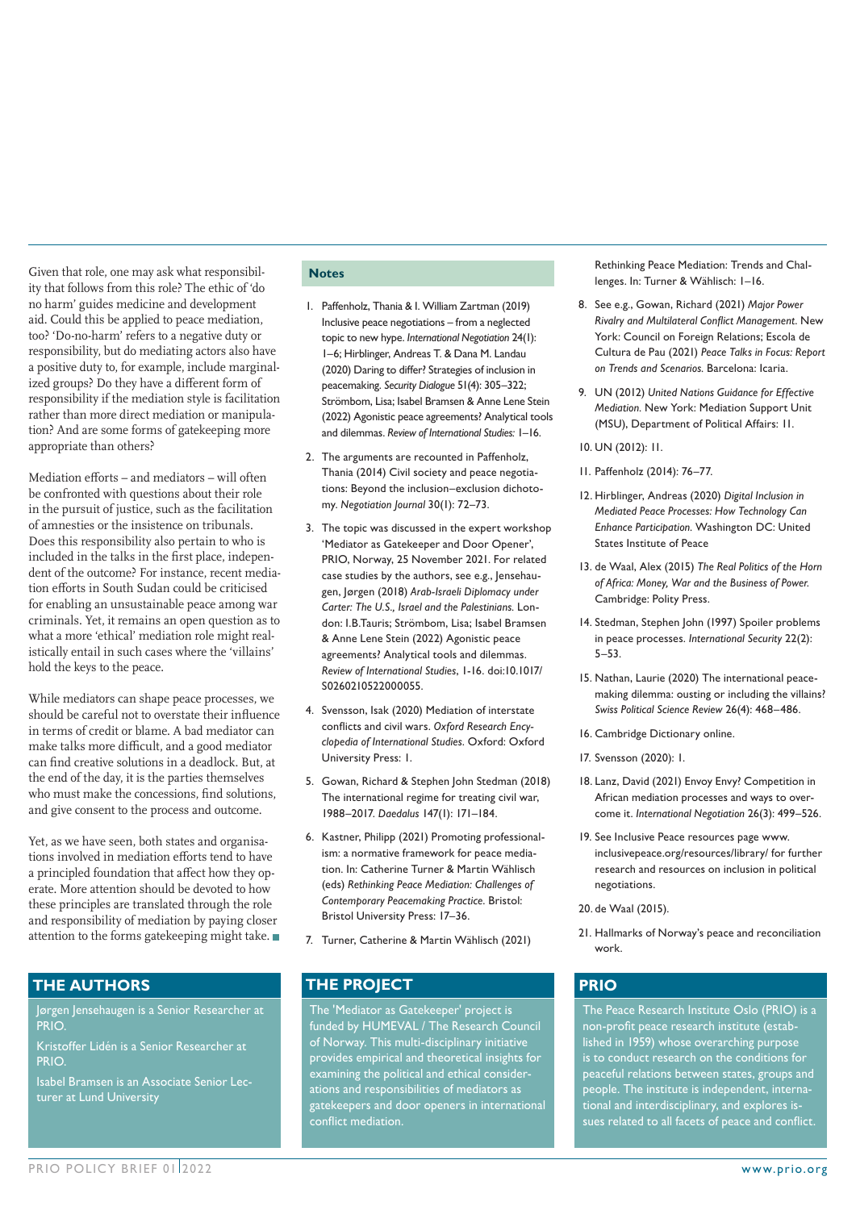Given that role, one may ask what responsibility that follows from this role? The ethic of 'do no harm' guides medicine and development aid. Could this be applied to peace mediation, too? 'Do-no-harm' refers to a negative duty or responsibility, but do mediating actors also have a positive duty to, for example, include marginalized groups? Do they have a different form of responsibility if the mediation style is facilitation rather than more direct mediation or manipulation? And are some forms of gatekeeping more appropriate than others?

Mediation efforts – and mediators – will often be confronted with questions about their role in the pursuit of justice, such as the facilitation of amnesties or the insistence on tribunals. Does this responsibility also pertain to who is included in the talks in the first place, independent of the outcome? For instance, recent mediation efforts in South Sudan could be criticised for enabling an unsustainable peace among war criminals. Yet, it remains an open question as to what a more 'ethical' mediation role might realistically entail in such cases where the 'villains' hold the keys to the peace.

While mediators can shape peace processes, we should be careful not to overstate their influence in terms of credit or blame. A bad mediator can make talks more difficult, and a good mediator can find creative solutions in a deadlock. But, at the end of the day, it is the parties themselves who must make the concessions, find solutions, and give consent to the process and outcome.

Yet, as we have seen, both states and organisations involved in mediation efforts tend to have a principled foundation that affect how they operate. More attention should be devoted to how these principles are translated through the role and responsibility of mediation by paying closer attention to the forms gatekeeping might take. ■

## Notes

1. Paffenholz, Thania & I. William Zartman (2019) Inclusive peace negotiations – from a neglected topic to new hype. *International Negotiation* 24(1): 1–6; Hirblinger, Andreas T. & Dana M. Landau (2020) Daring to differ? Strategies of inclusion in peacemaking. *Security Dialogue* 51(4): 305–322; Strömbom, Lisa; Isabel Bramsen & Anne Lene Stein (2022) Agonistic peace agreements? Analytical tools and dilemmas. *Review of International Studies:* 1–16.
2. The arguments are recounted in Paffenholz, Thania (2014) Civil society and peace negotiations: Beyond the inclusion–exclusion dichotomy. *Negotiation Journal* 30(1): 72–73.
3. The topic was discussed in the expert workshop 'Mediator as Gatekeeper and Door Opener', PRIO, Norway, 25 November 2021. For related case studies by the authors, see e.g., Jensehaugen, Jørgen (2018) *Arab-Israeli Diplomacy under Carter: The U.S., Israel and the Palestinians.* London: I.B.Tauris; Strömbom, Lisa; Isabel Bramsen & Anne Lene Stein (2022) Agonistic peace agreements? Analytical tools and dilemmas. *Review of International Studies*, 1-16. doi:10.1017/S0260210522000055.
4. Svensson, Isak (2020) Mediation of interstate conflicts and civil wars. *Oxford Research Encyclopedia of International Studies.* Oxford: Oxford University Press: 1.
5. Gowan, Richard & Stephen John Stedman (2018) The international regime for treating civil war, 1988–2017. *Daedalus* 147(1): 171–184.
6. Kastner, Philipp (2021) Promoting professionalism: a normative framework for peace mediation. In: Catherine Turner & Martin Wählisch (eds) *Rethinking Peace Mediation: Challenges of Contemporary Peacemaking Practice.* Bristol: Bristol University Press: 17–36.
7. Turner, Catherine & Martin Wählisch (2021) Rethinking Peace Mediation: Trends and Challenges. In: Turner & Wählisch: 1–16.
8. See e.g., Gowan, Richard (2021) *Major Power Rivalry and Multilateral Conflict Management.* New York: Council on Foreign Relations; Escola de Cultura de Pau (2021) *Peace Talks in Focus: Report on Trends and Scenarios.* Barcelona: Icaria.
9. UN (2012) *United Nations Guidance for Effective Mediation.* New York: Mediation Support Unit (MSU), Department of Political Affairs: 11.
10. UN (2012): 11.
11. Paffenholz (2014): 76–77.
12. Hirblinger, Andreas (2020) *Digital Inclusion in Mediated Peace Processes: How Technology Can Enhance Participation.* Washington DC: United States Institute of Peace
13. de Waal, Alex (2015) *The Real Politics of the Horn of Africa: Money, War and the Business of Power.* Cambridge: Polity Press.
14. Stedman, Stephen John (1997) Spoiler problems in peace processes. *International Security* 22(2): 5–53.
15. Nathan, Laurie (2020) The international peacemaking dilemma: ousting or including the villains? *Swiss Political Science Review* 26(4): 468–486.
16. Cambridge Dictionary online.
17. Svensson (2020): 1.
18. Lanz, David (2021) Envoy Envy? Competition in African mediation processes and ways to overcome it. *International Negotiation* 26(3): 499–526.
19. See Inclusive Peace resources page www.inclusivepeace.org/resources/library/ for further research and resources on inclusion in political negotiations.
20. de Waal (2015).
21. Hallmarks of Norway's peace and reconciliation work.

## THE AUTHORS

Jørgen Jensehaugen is a Senior Researcher at PRIO.

Kristoffer Lidén is a Senior Researcher at PRIO.

Isabel Bramsen is an Associate Senior Lecturer at Lund University

## THE PROJECT

The 'Mediator as Gatekeeper' project is funded by HUMEVAL / The Research Council of Norway. This multi-disciplinary initiative provides empirical and theoretical insights for examining the political and ethical considerations and responsibilities of mediators as gatekeepers and door openers in international conflict mediation.

## PRIO

The Peace Research Institute Oslo (PRIO) is a non-profit peace research institute (established in 1959) whose overarching purpose is to conduct research on the conditions for peaceful relations between states, groups and people. The institute is independent, international and interdisciplinary, and explores issues related to all facets of peace and conflict.